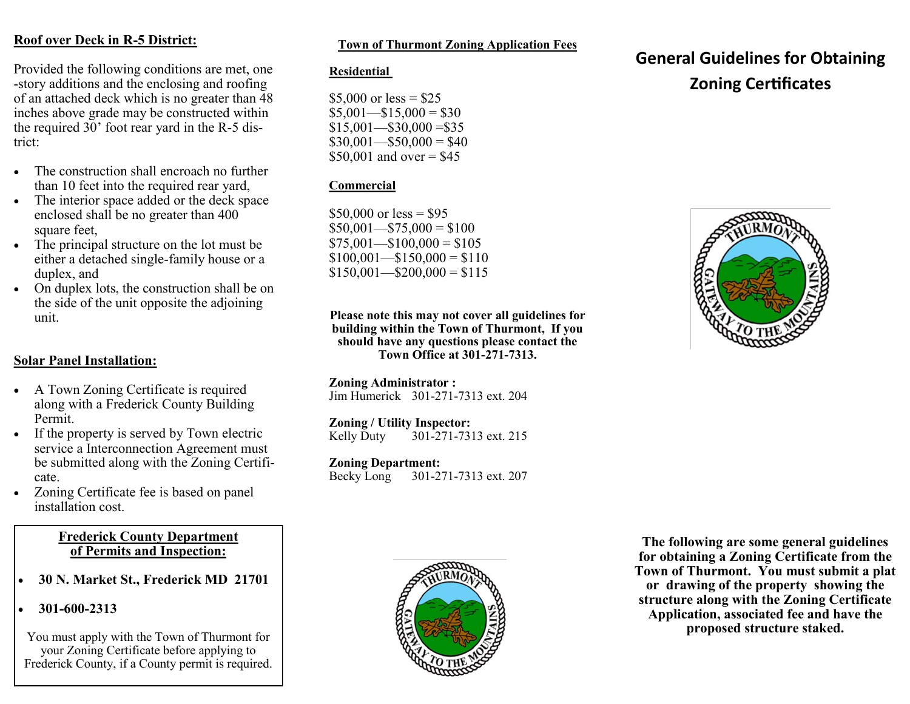**Roof over Deck in R-5 District:**

Provided the following conditions are met, one-story additions and the enclosing and roofing of an attached deck which is no greater than 48 inches above grade may be constructed within the required 30' foot rear yard in the R-5 district:

- The construction shall encroach no further than 10 feet into the required rear yard,
- The interior space added or the deck space enclosed shall be no greater than 400 square feet,
- The principal structure on the lot must be either a detached single-family house or a duplex, and
- On duplex lots, the construction shall be on the side of the unit opposite the adjoining unit.

**Solar Panel Installation:**

- A Town Zoning Certificate is required along with a Frederick County Building Permit.
- If the property is served by Town electric service a Interconnection Agreement must be submitted along with the Zoning Certificate.
- Zoning Certificate fee is based on panel installation cost.

**Frederick County Department of Permits and Inspection:**

- **30 N. Market St., Frederick MD 21701**
- **301-600-2313**

You must apply with the Town of Thurmont for your Zoning Certificate before applying to Frederick County, if a County permit is required.

**Town of Thurmont Zoning Application Fees**

**Residential**

$5,000 or less = $25
$5,001—$15,000 = $30
$15,001—$30,000 =$35
$30,001—$50,000 = $40
$50,001 and over = $45

**Commercial**

$50,000 or less = $95
$50,001—$75,000 = $100
$75,001—$100,000 = $105
$100,001—$150,000 = $110
$150,001—$200,000 = $115

**Please note this may not cover all guidelines for building within the Town of Thurmont, If you should have any questions please contact the Town Office at 301-271-7313.**

**Zoning Administrator :**
Jim Humerick 301-271-7313 ext. 204

**Zoning / Utility Inspector:**
Kelly Duty 301-271-7313 ext. 215

**Zoning Department:**
Becky Long 301-271-7313 ext. 207

# General Guidelines for Obtaining Zoning Certificates

**The following are some general guidelines for obtaining a Zoning Certificate from the Town of Thurmont. You must submit a plat or drawing of the property showing the structure along with the Zoning Certificate Application, associated fee and have the proposed structure staked.**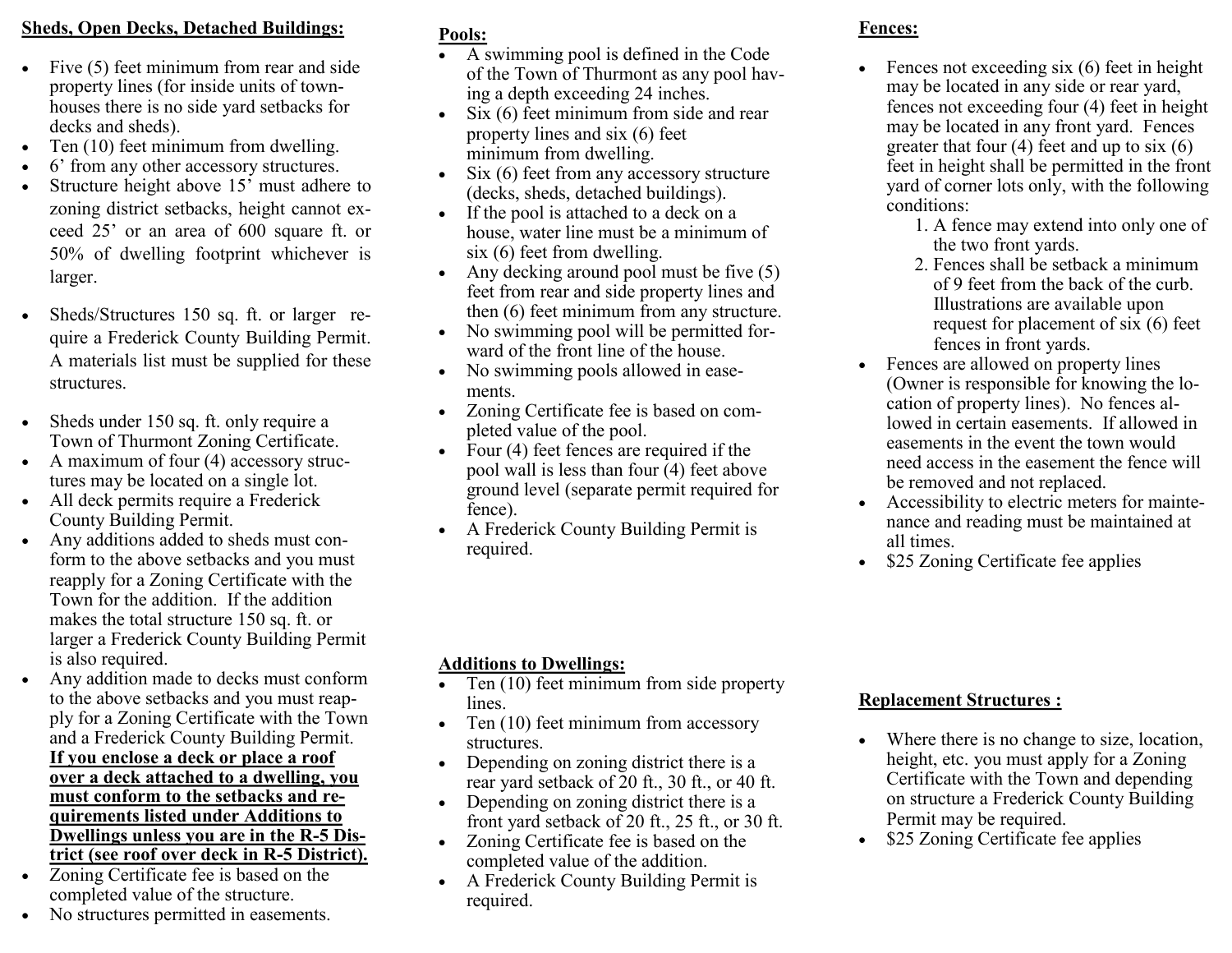**Sheds, Open Decks, Detached Buildings:**

- Five (5) feet minimum from rear and side property lines (for inside units of townhouses there is no side yard setbacks for decks and sheds).
- Ten (10) feet minimum from dwelling.
- 6’ from any other accessory structures.
- Structure height above 15’ must adhere to zoning district setbacks, height cannot exceed 25’ or an area of 600 square ft. or 50% of dwelling footprint whichever is larger.
- Sheds/Structures 150 sq. ft. or larger require a Frederick County Building Permit. A materials list must be supplied for these structures.
- Sheds under 150 sq. ft. only require a Town of Thurmont Zoning Certificate.
- A maximum of four (4) accessory structures may be located on a single lot.
- All deck permits require a Frederick County Building Permit.
- Any additions added to sheds must conform to the above setbacks and you must reapply for a Zoning Certificate with the Town for the addition. If the addition makes the total structure 150 sq. ft. or larger a Frederick County Building Permit is also required.
- Any addition made to decks must conform to the above setbacks and you must reapply for a Zoning Certificate with the Town and a Frederick County Building Permit. **If you enclose a deck or place a roof over a deck attached to a dwelling, you must conform to the setbacks and requirements listed under Additions to Dwellings unless you are in the R-5 District (see roof over deck in R-5 District).**
- Zoning Certificate fee is based on the completed value of the structure.
- No structures permitted in easements.

**Pools:**

- A swimming pool is defined in the Code of the Town of Thurmont as any pool having a depth exceeding 24 inches.
- Six (6) feet minimum from side and rear property lines and six (6) feet minimum from dwelling.
- Six (6) feet from any accessory structure (decks, sheds, detached buildings).
- If the pool is attached to a deck on a house, water line must be a minimum of six (6) feet from dwelling.
- Any decking around pool must be five (5) feet from rear and side property lines and then (6) feet minimum from any structure.
- No swimming pool will be permitted forward of the front line of the house.
- No swimming pools allowed in easements.
- Zoning Certificate fee is based on completed value of the pool.
- Four (4) feet fences are required if the pool wall is less than four (4) feet above ground level (separate permit required for fence).
- A Frederick County Building Permit is required.

**Additions to Dwellings:**

- Ten (10) feet minimum from side property lines.
- Ten (10) feet minimum from accessory structures.
- Depending on zoning district there is a rear yard setback of 20 ft., 30 ft., or 40 ft.
- Depending on zoning district there is a front yard setback of 20 ft., 25 ft., or 30 ft.
- Zoning Certificate fee is based on the completed value of the addition.
- A Frederick County Building Permit is required.

**Fences:**

- Fences not exceeding six (6) feet in height may be located in any side or rear yard, fences not exceeding four (4) feet in height may be located in any front yard. Fences greater that four (4) feet and up to six (6) feet in height shall be permitted in the front yard of corner lots only, with the following conditions:
  1. A fence may extend into only one of the two front yards.
  2. Fences shall be setback a minimum of 9 feet from the back of the curb. Illustrations are available upon request for placement of six (6) feet fences in front yards.
- Fences are allowed on property lines (Owner is responsible for knowing the location of property lines). No fences allowed in certain easements. If allowed in easements in the event the town would need access in the easement the fence will be removed and not replaced.
- Accessibility to electric meters for maintenance and reading must be maintained at all times.
- $25 Zoning Certificate fee applies

**Replacement Structures :**

- Where there is no change to size, location, height, etc. you must apply for a Zoning Certificate with the Town and depending on structure a Frederick County Building Permit may be required.
- $25 Zoning Certificate fee applies